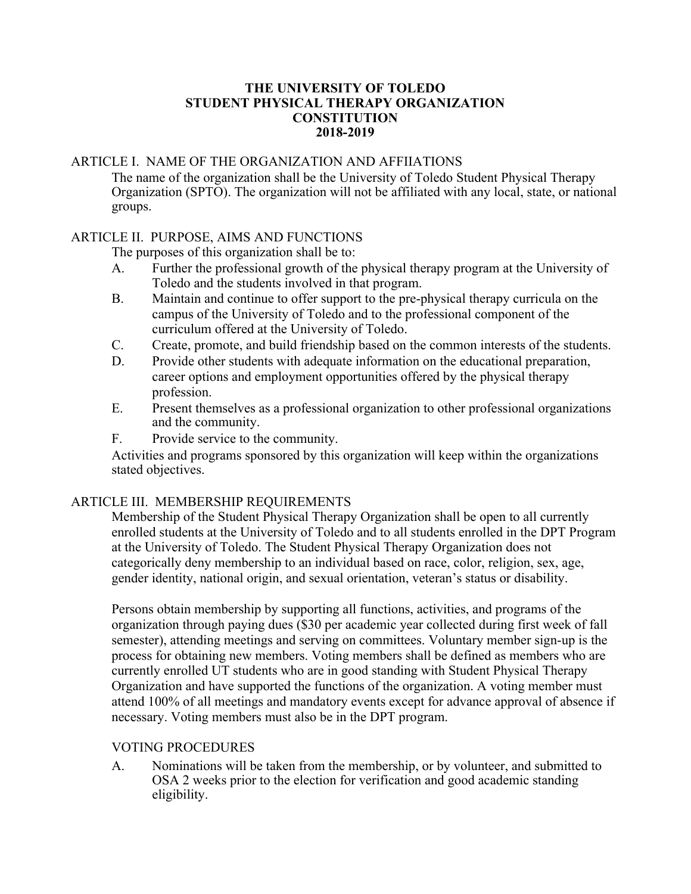# THE UNIVERSITY OF TOLEDO
# STUDENT PHYSICAL THERAPY ORGANIZATION
# CONSTITUTION
# 2018-2019

## ARTICLE I. NAME OF THE ORGANIZATION AND AFFIIATIONS

The name of the organization shall be the University of Toledo Student Physical Therapy Organization (SPTO). The organization will not be affiliated with any local, state, or national groups.

## ARTICLE II. PURPOSE, AIMS AND FUNCTIONS

The purposes of this organization shall be to:

A. Further the professional growth of the physical therapy program at the University of Toledo and the students involved in that program.

B. Maintain and continue to offer support to the pre-physical therapy curricula on the campus of the University of Toledo and to the professional component of the curriculum offered at the University of Toledo.

C. Create, promote, and build friendship based on the common interests of the students.

D. Provide other students with adequate information on the educational preparation, career options and employment opportunities offered by the physical therapy profession.

E. Present themselves as a professional organization to other professional organizations and the community.

F. Provide service to the community.

Activities and programs sponsored by this organization will keep within the organizations stated objectives.

## ARTICLE III. MEMBERSHIP REQUIREMENTS

Membership of the Student Physical Therapy Organization shall be open to all currently enrolled students at the University of Toledo and to all students enrolled in the DPT Program at the University of Toledo. The Student Physical Therapy Organization does not categorically deny membership to an individual based on race, color, religion, sex, age, gender identity, national origin, and sexual orientation, veteran's status or disability.

Persons obtain membership by supporting all functions, activities, and programs of the organization through paying dues ($30 per academic year collected during first week of fall semester), attending meetings and serving on committees. Voluntary member sign-up is the process for obtaining new members. Voting members shall be defined as members who are currently enrolled UT students who are in good standing with Student Physical Therapy Organization and have supported the functions of the organization. A voting member must attend 100% of all meetings and mandatory events except for advance approval of absence if necessary. Voting members must also be in the DPT program.

### VOTING PROCEDURES

A. Nominations will be taken from the membership, or by volunteer, and submitted to OSA 2 weeks prior to the election for verification and good academic standing eligibility.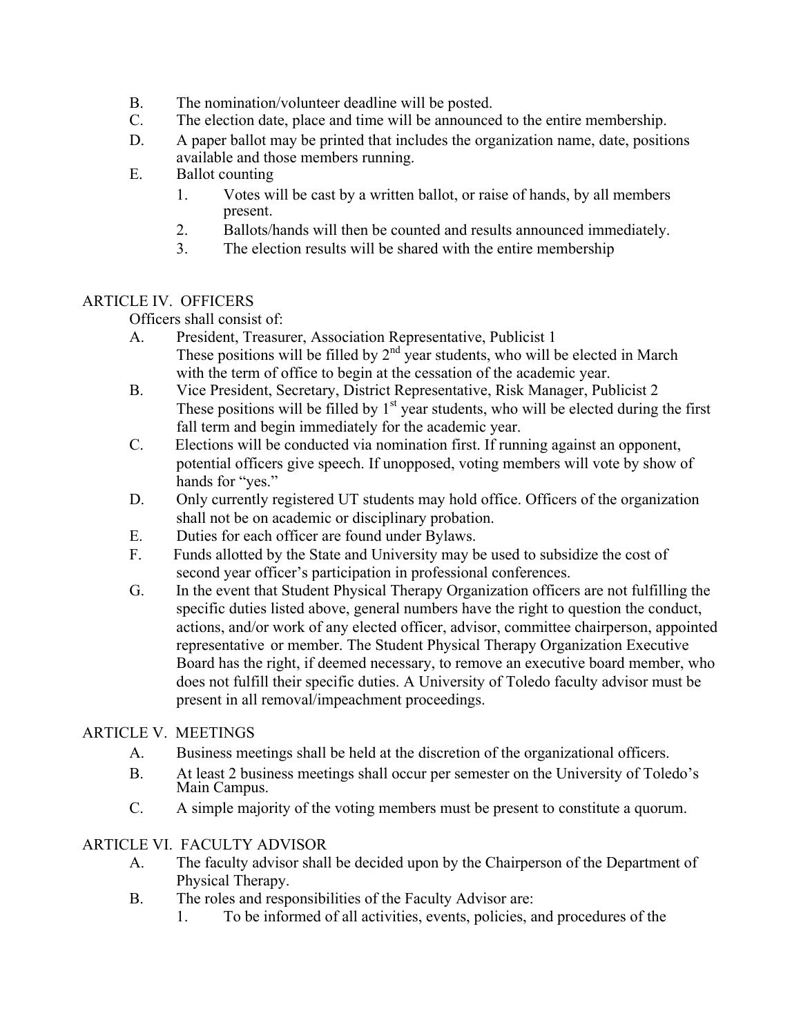B. The nomination/volunteer deadline will be posted.
C. The election date, place and time will be announced to the entire membership.
D. A paper ballot may be printed that includes the organization name, date, positions available and those members running.
E. Ballot counting
   1. Votes will be cast by a written ballot, or raise of hands, by all members present.
   2. Ballots/hands will then be counted and results announced immediately.
   3. The election results will be shared with the entire membership

## ARTICLE IV. OFFICERS

Officers shall consist of:

A. President, Treasurer, Association Representative, Publicist 1
   These positions will be filled by 2nd year students, who will be elected in March with the term of office to begin at the cessation of the academic year.
B. Vice President, Secretary, District Representative, Risk Manager, Publicist 2
   These positions will be filled by 1st year students, who will be elected during the first fall term and begin immediately for the academic year.
C. Elections will be conducted via nomination first. If running against an opponent, potential officers give speech. If unopposed, voting members will vote by show of hands for "yes."
D. Only currently registered UT students may hold office. Officers of the organization shall not be on academic or disciplinary probation.
E. Duties for each officer are found under Bylaws.
F. Funds allotted by the State and University may be used to subsidize the cost of second year officer's participation in professional conferences.
G. In the event that Student Physical Therapy Organization officers are not fulfilling the specific duties listed above, general numbers have the right to question the conduct, actions, and/or work of any elected officer, advisor, committee chairperson, appointed representative or member. The Student Physical Therapy Organization Executive Board has the right, if deemed necessary, to remove an executive board member, who does not fulfill their specific duties. A University of Toledo faculty advisor must be present in all removal/impeachment proceedings.

## ARTICLE V. MEETINGS

A. Business meetings shall be held at the discretion of the organizational officers.
B. At least 2 business meetings shall occur per semester on the University of Toledo's Main Campus.
C. A simple majority of the voting members must be present to constitute a quorum.

## ARTICLE VI. FACULTY ADVISOR

A. The faculty advisor shall be decided upon by the Chairperson of the Department of Physical Therapy.
B. The roles and responsibilities of the Faculty Advisor are:
   1. To be informed of all activities, events, policies, and procedures of the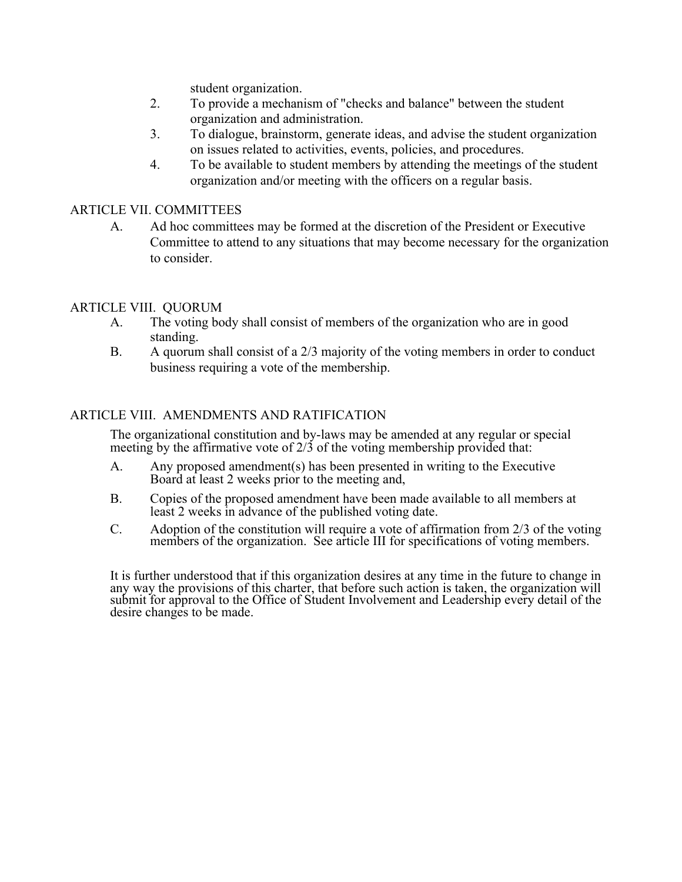student organization.

2. To provide a mechanism of "checks and balance" between the student organization and administration.
3. To dialogue, brainstorm, generate ideas, and advise the student organization on issues related to activities, events, policies, and procedures.
4. To be available to student members by attending the meetings of the student organization and/or meeting with the officers on a regular basis.

## ARTICLE VII. COMMITTEES

A. Ad hoc committees may be formed at the discretion of the President or Executive Committee to attend to any situations that may become necessary for the organization to consider.

## ARTICLE VIII. QUORUM

A. The voting body shall consist of members of the organization who are in good standing.

B. A quorum shall consist of a 2/3 majority of the voting members in order to conduct business requiring a vote of the membership.

## ARTICLE VIII. AMENDMENTS AND RATIFICATION

The organizational constitution and by-laws may be amended at any regular or special meeting by the affirmative vote of 2/3 of the voting membership provided that:

A. Any proposed amendment(s) has been presented in writing to the Executive Board at least 2 weeks prior to the meeting and,

B. Copies of the proposed amendment have been made available to all members at least 2 weeks in advance of the published voting date.

C. Adoption of the constitution will require a vote of affirmation from 2/3 of the voting members of the organization. See article III for specifications of voting members.

It is further understood that if this organization desires at any time in the future to change in any way the provisions of this charter, that before such action is taken, the organization will submit for approval to the Office of Student Involvement and Leadership every detail of the desire changes to be made.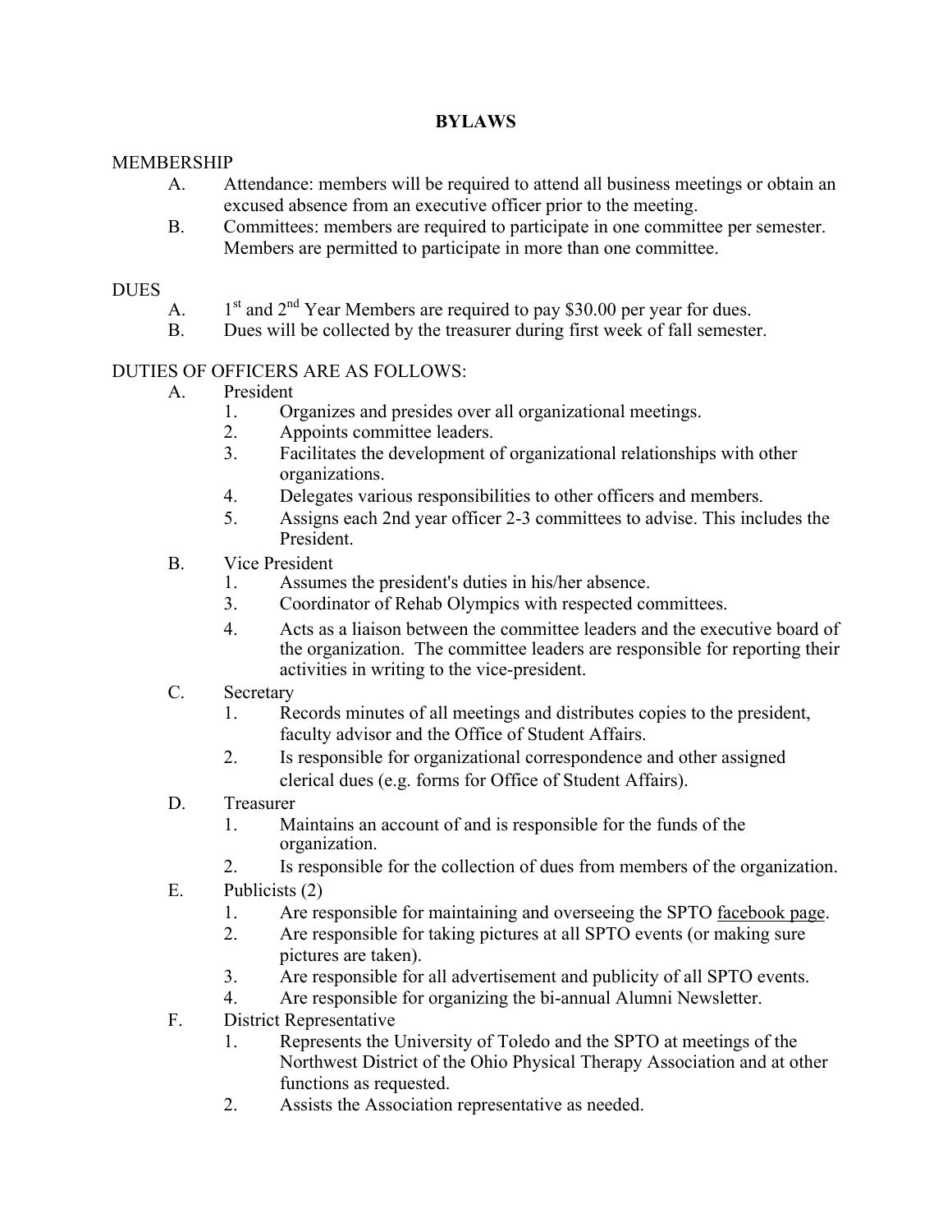# BYLAWS

MEMBERSHIP

A. Attendance: members will be required to attend all business meetings or obtain an excused absence from an executive officer prior to the meeting.

B. Committees: members are required to participate in one committee per semester. Members are permitted to participate in more than one committee.

DUES

A. 1st and 2nd Year Members are required to pay $30.00 per year for dues.

B. Dues will be collected by the treasurer during first week of fall semester.

DUTIES OF OFFICERS ARE AS FOLLOWS:

A. President
   1. Organizes and presides over all organizational meetings.
   2. Appoints committee leaders.
   3. Facilitates the development of organizational relationships with other organizations.
   4. Delegates various responsibilities to other officers and members.
   5. Assigns each 2nd year officer 2-3 committees to advise. This includes the President.

B. Vice President
   1. Assumes the president's duties in his/her absence.
   3. Coordinator of Rehab Olympics with respected committees.
   4. Acts as a liaison between the committee leaders and the executive board of the organization. The committee leaders are responsible for reporting their activities in writing to the vice-president.

C. Secretary
   1. Records minutes of all meetings and distributes copies to the president, faculty advisor and the Office of Student Affairs.
   2. Is responsible for organizational correspondence and other assigned clerical dues (e.g. forms for Office of Student Affairs).

D. Treasurer
   1. Maintains an account of and is responsible for the funds of the organization.
   2. Is responsible for the collection of dues from members of the organization.

E. Publicists (2)
   1. Are responsible for maintaining and overseeing the SPTO facebook page.
   2. Are responsible for taking pictures at all SPTO events (or making sure pictures are taken).
   3. Are responsible for all advertisement and publicity of all SPTO events.
   4. Are responsible for organizing the bi-annual Alumni Newsletter.

F. District Representative
   1. Represents the University of Toledo and the SPTO at meetings of the Northwest District of the Ohio Physical Therapy Association and at other functions as requested.
   2. Assists the Association representative as needed.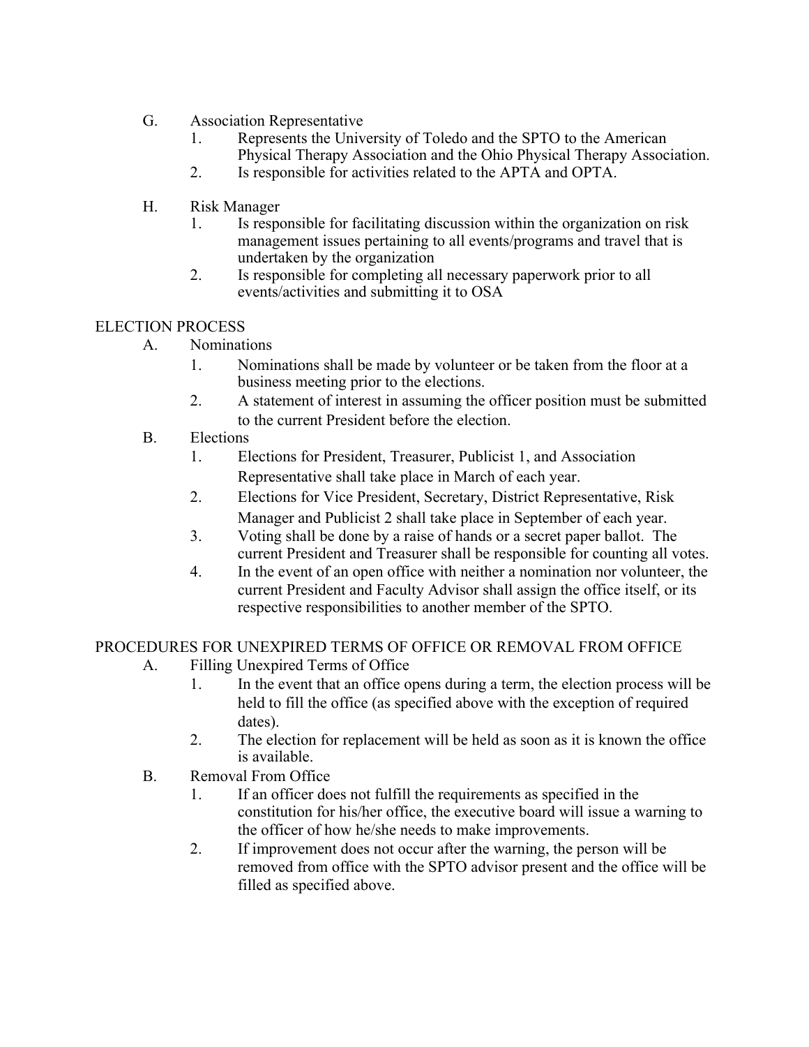G. Association Representative
   1. Represents the University of Toledo and the SPTO to the American Physical Therapy Association and the Ohio Physical Therapy Association.
   2. Is responsible for activities related to the APTA and OPTA.

H. Risk Manager
   1. Is responsible for facilitating discussion within the organization on risk management issues pertaining to all events/programs and travel that is undertaken by the organization
   2. Is responsible for completing all necessary paperwork prior to all events/activities and submitting it to OSA

## ELECTION PROCESS

A. Nominations
   1. Nominations shall be made by volunteer or be taken from the floor at a business meeting prior to the elections.
   2. A statement of interest in assuming the officer position must be submitted to the current President before the election.

B. Elections
   1. Elections for President, Treasurer, Publicist 1, and Association Representative shall take place in March of each year.
   2. Elections for Vice President, Secretary, District Representative, Risk Manager and Publicist 2 shall take place in September of each year.
   3. Voting shall be done by a raise of hands or a secret paper ballot. The current President and Treasurer shall be responsible for counting all votes.
   4. In the event of an open office with neither a nomination nor volunteer, the current President and Faculty Advisor shall assign the office itself, or its respective responsibilities to another member of the SPTO.

## PROCEDURES FOR UNEXPIRED TERMS OF OFFICE OR REMOVAL FROM OFFICE

A. Filling Unexpired Terms of Office
   1. In the event that an office opens during a term, the election process will be held to fill the office (as specified above with the exception of required dates).
   2. The election for replacement will be held as soon as it is known the office is available.

B. Removal From Office
   1. If an officer does not fulfill the requirements as specified in the constitution for his/her office, the executive board will issue a warning to the officer of how he/she needs to make improvements.
   2. If improvement does not occur after the warning, the person will be removed from office with the SPTO advisor present and the office will be filled as specified above.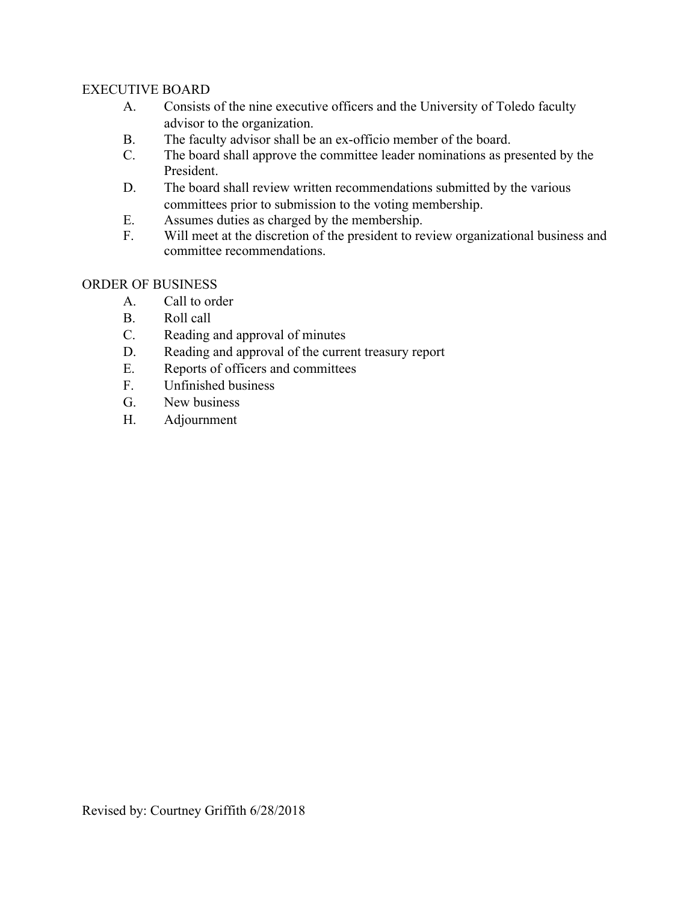## EXECUTIVE BOARD

A. Consists of the nine executive officers and the University of Toledo faculty advisor to the organization.

B. The faculty advisor shall be an ex-officio member of the board.

C. The board shall approve the committee leader nominations as presented by the President.

D. The board shall review written recommendations submitted by the various committees prior to submission to the voting membership.

E. Assumes duties as charged by the membership.

F. Will meet at the discretion of the president to review organizational business and committee recommendations.

## ORDER OF BUSINESS

A. Call to order

B. Roll call

C. Reading and approval of minutes

D. Reading and approval of the current treasury report

E. Reports of officers and committees

F. Unfinished business

G. New business

H. Adjournment

Revised by: Courtney Griffith 6/28/2018